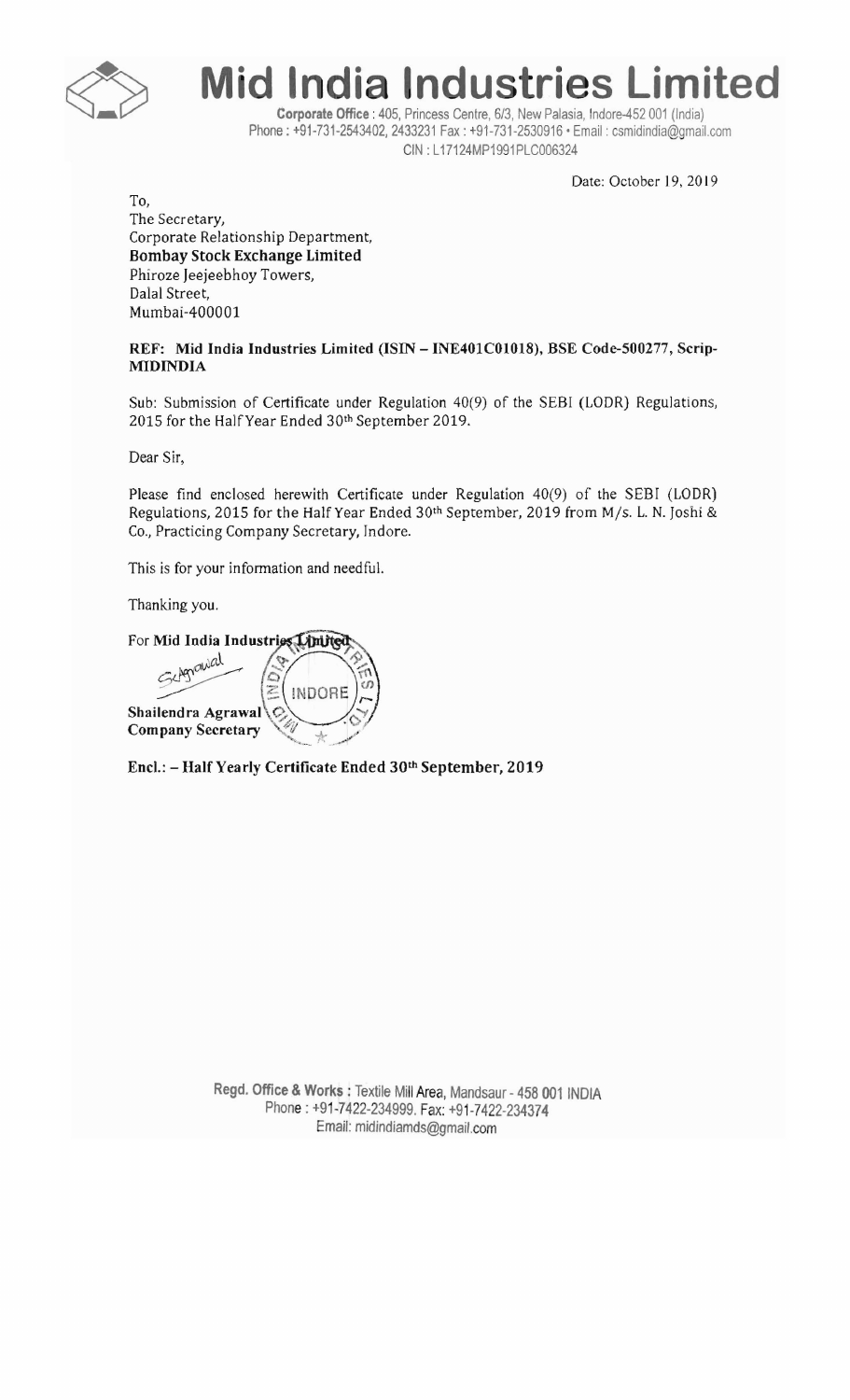# Mid India Industries Limited

**Corporate Office** : 405, Princess Centre, 6/3, New Palasia, Indore-452 001 (India)
Phone : +91-731-2543402, 2433231 Fax : +91-731-2530916 • Email : csmidindia@gmail.com
CIN : L17124MP1991PLC006324

Date: October 19, 2019

To,
The Secretary,
Corporate Relationship Department,
**Bombay Stock Exchange Limited**
Phiroze Jeejeebhoy Towers,
Dalal Street,
Mumbai-400001

**REF: Mid India Industries Limited (ISIN – INE401C01018), BSE Code-500277, Scrip-MIDINDIA**

Sub: Submission of Certificate under Regulation 40(9) of the SEBI (LODR) Regulations, 2015 for the Half Year Ended 30th September 2019.

Dear Sir,

Please find enclosed herewith Certificate under Regulation 40(9) of the SEBI (LODR) Regulations, 2015 for the Half Year Ended 30th September, 2019 from M/s. L. N. Joshi & Co., Practicing Company Secretary, Indore.

This is for your information and needful.

Thanking you.

For **Mid India Industries Limited**

**Shailendra Agrawal**
**Company Secretary**

**Encl.: – Half Yearly Certificate Ended 30th September, 2019**

**Regd. Office & Works** : Textile Mill Area, Mandsaur - 458 001 INDIA
Phone : +91-7422-234999. Fax: +91-7422-234374
Email: midindiamds@gmail.com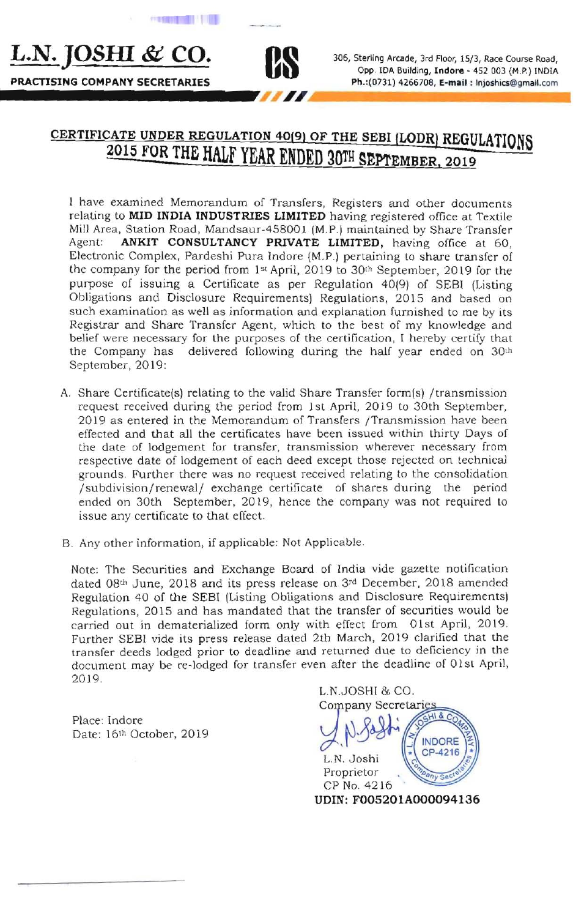**L.N. JOSHI & CO.**

**PRACTISING COMPANY SECRETARIES**

306, Sterling Arcade, 3rd Floor, 15/3, Race Course Road,
Opp. IDA Building, **Indore** - 452 003 (M.P.) INDIA
**Ph.:**(0731) 4266708, **E-mail :** lnjoshics@gmail.com

## CERTIFICATE UNDER REGULATION 40(9) OF THE SEBI (LODR) REGULATIONS 2015 FOR THE HALF YEAR ENDED 30TH SEPTEMBER, 2019

I have examined Memorandum of Transfers, Registers and other documents relating to **MID INDIA INDUSTRIES LIMITED** having registered office at Textile Mill Area, Station Road, Mandsaur-458001 (M.P.) maintained by Share Transfer Agent: **ANKIT CONSULTANCY PRIVATE LIMITED,** having office at 60, Electronic Complex, Pardeshi Pura Indore (M.P.) pertaining to share transfer of the company for the period from 1st April, 2019 to 30th September, 2019 for the purpose of issuing a Certificate as per Regulation 40(9) of SEBI (Listing Obligations and Disclosure Requirements) Regulations, 2015 and based on such examination as well as information and explanation furnished to me by its Registrar and Share Transfer Agent, which to the best of my knowledge and belief were necessary for the purposes of the certification, I hereby certify that the Company has delivered following during the half year ended on 30th September, 2019:

A. Share Certificate(s) relating to the valid Share Transfer form(s) /transmission request received during the period from 1st April, 2019 to 30th September, 2019 as entered in the Memorandum of Transfers /Transmission have been effected and that all the certificates have been issued within thirty Days of the date of lodgement for transfer, transmission wherever necessary from respective date of lodgement of each deed except those rejected on technical grounds. Further there was no request received relating to the consolidation /subdivision/renewal/ exchange certificate of shares during the period ended on 30th September, 2019, hence the company was not required to issue any certificate to that effect.

B. Any other information, if applicable: Not Applicable.

Note: The Securities and Exchange Board of India vide gazette notification dated 08th June, 2018 and its press release on 3rd December, 2018 amended Regulation 40 of the SEBI (Listing Obligations and Disclosure Requirements) Regulations, 2015 and has mandated that the transfer of securities would be carried out in dematerialized form only with effect from 01st April, 2019. Further SEBI vide its press release dated 2th March, 2019 clarified that the transfer deeds lodged prior to deadline and returned due to deficiency in the document may be re-lodged for transfer even after the deadline of 01st April, 2019.

Place: Indore
Date: 16th October, 2019

L.N.JOSHI & CO.
Company Secretaries

L.N. Joshi
Proprietor
CP No. 4216

**UDIN: F005201A000094136**